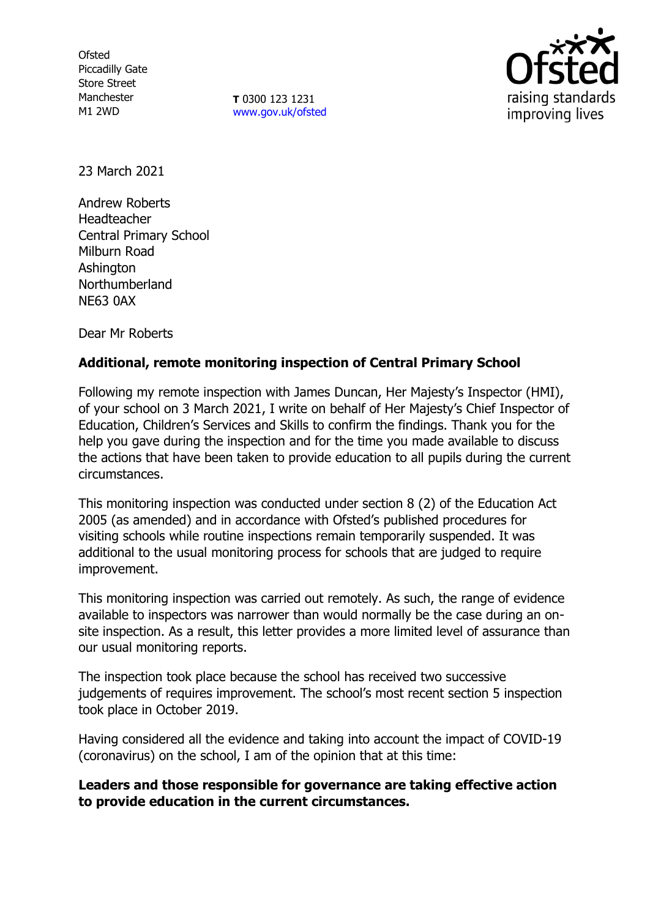Ofsted
Piccadilly Gate
Store Street
Manchester
M1 2WD

**T** 0300 123 1231
www.gov.uk/ofsted

23 March 2021

Andrew Roberts
Headteacher
Central Primary School
Milburn Road
Ashington
Northumberland
NE63 0AX

Dear Mr Roberts

**Additional, remote monitoring inspection of Central Primary School**

Following my remote inspection with James Duncan, Her Majesty's Inspector (HMI), of your school on 3 March 2021, I write on behalf of Her Majesty's Chief Inspector of Education, Children's Services and Skills to confirm the findings. Thank you for the help you gave during the inspection and for the time you made available to discuss the actions that have been taken to provide education to all pupils during the current circumstances.

This monitoring inspection was conducted under section 8 (2) of the Education Act 2005 (as amended) and in accordance with Ofsted's published procedures for visiting schools while routine inspections remain temporarily suspended. It was additional to the usual monitoring process for schools that are judged to require improvement.

This monitoring inspection was carried out remotely. As such, the range of evidence available to inspectors was narrower than would normally be the case during an on-site inspection. As a result, this letter provides a more limited level of assurance than our usual monitoring reports.

The inspection took place because the school has received two successive judgements of requires improvement. The school's most recent section 5 inspection took place in October 2019.

Having considered all the evidence and taking into account the impact of COVID-19 (coronavirus) on the school, I am of the opinion that at this time:

**Leaders and those responsible for governance are taking effective action to provide education in the current circumstances.**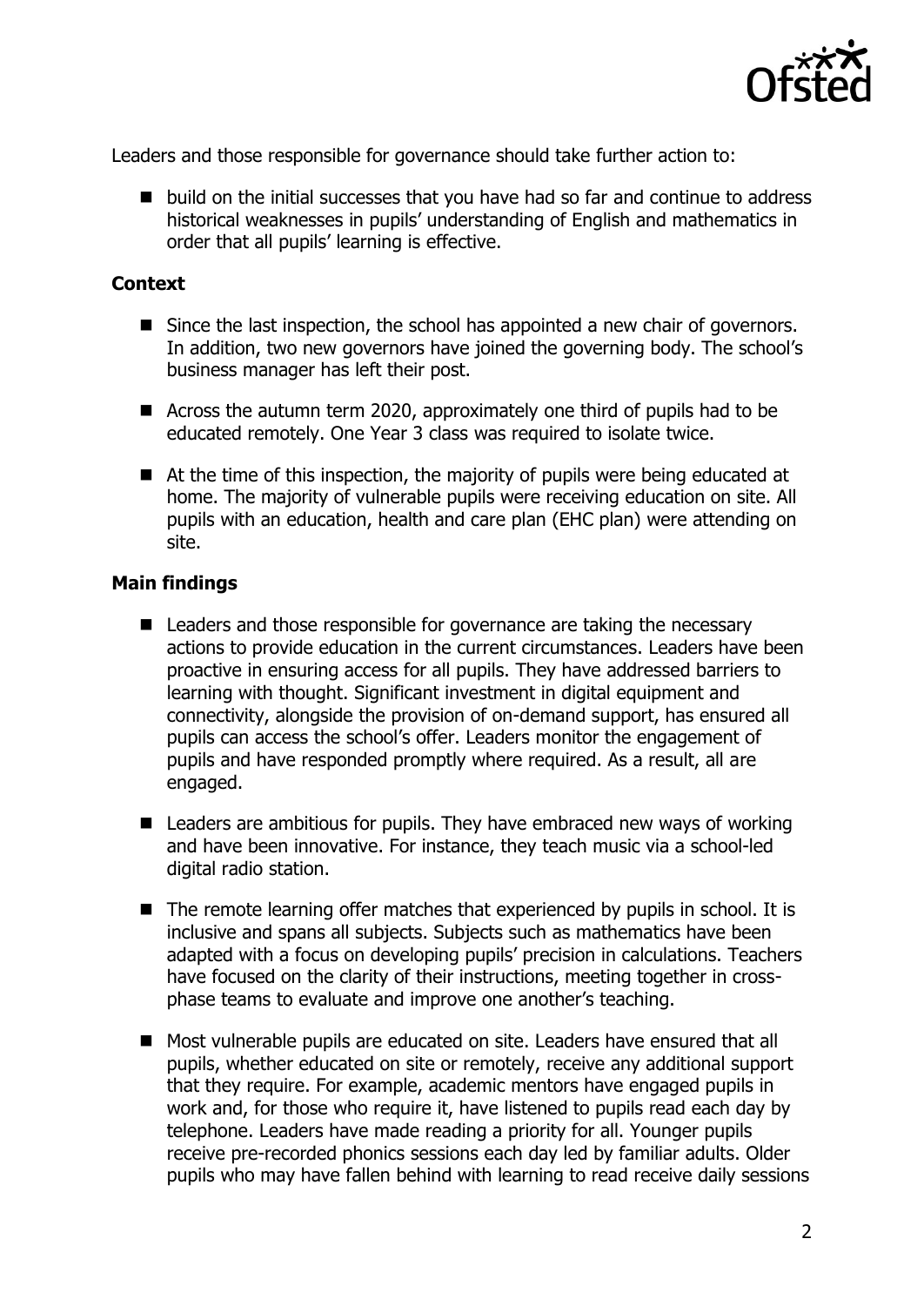Leaders and those responsible for governance should take further action to:

- build on the initial successes that you have had so far and continue to address historical weaknesses in pupils' understanding of English and mathematics in order that all pupils' learning is effective.

## Context

- Since the last inspection, the school has appointed a new chair of governors. In addition, two new governors have joined the governing body. The school's business manager has left their post.
- Across the autumn term 2020, approximately one third of pupils had to be educated remotely. One Year 3 class was required to isolate twice.
- At the time of this inspection, the majority of pupils were being educated at home. The majority of vulnerable pupils were receiving education on site. All pupils with an education, health and care plan (EHC plan) were attending on site.

## Main findings

- Leaders and those responsible for governance are taking the necessary actions to provide education in the current circumstances. Leaders have been proactive in ensuring access for all pupils. They have addressed barriers to learning with thought. Significant investment in digital equipment and connectivity, alongside the provision of on-demand support, has ensured all pupils can access the school's offer. Leaders monitor the engagement of pupils and have responded promptly where required. As a result, all are engaged.
- Leaders are ambitious for pupils. They have embraced new ways of working and have been innovative. For instance, they teach music via a school-led digital radio station.
- The remote learning offer matches that experienced by pupils in school. It is inclusive and spans all subjects. Subjects such as mathematics have been adapted with a focus on developing pupils' precision in calculations. Teachers have focused on the clarity of their instructions, meeting together in cross-phase teams to evaluate and improve one another's teaching.
- Most vulnerable pupils are educated on site. Leaders have ensured that all pupils, whether educated on site or remotely, receive any additional support that they require. For example, academic mentors have engaged pupils in work and, for those who require it, have listened to pupils read each day by telephone. Leaders have made reading a priority for all. Younger pupils receive pre-recorded phonics sessions each day led by familiar adults. Older pupils who may have fallen behind with learning to read receive daily sessions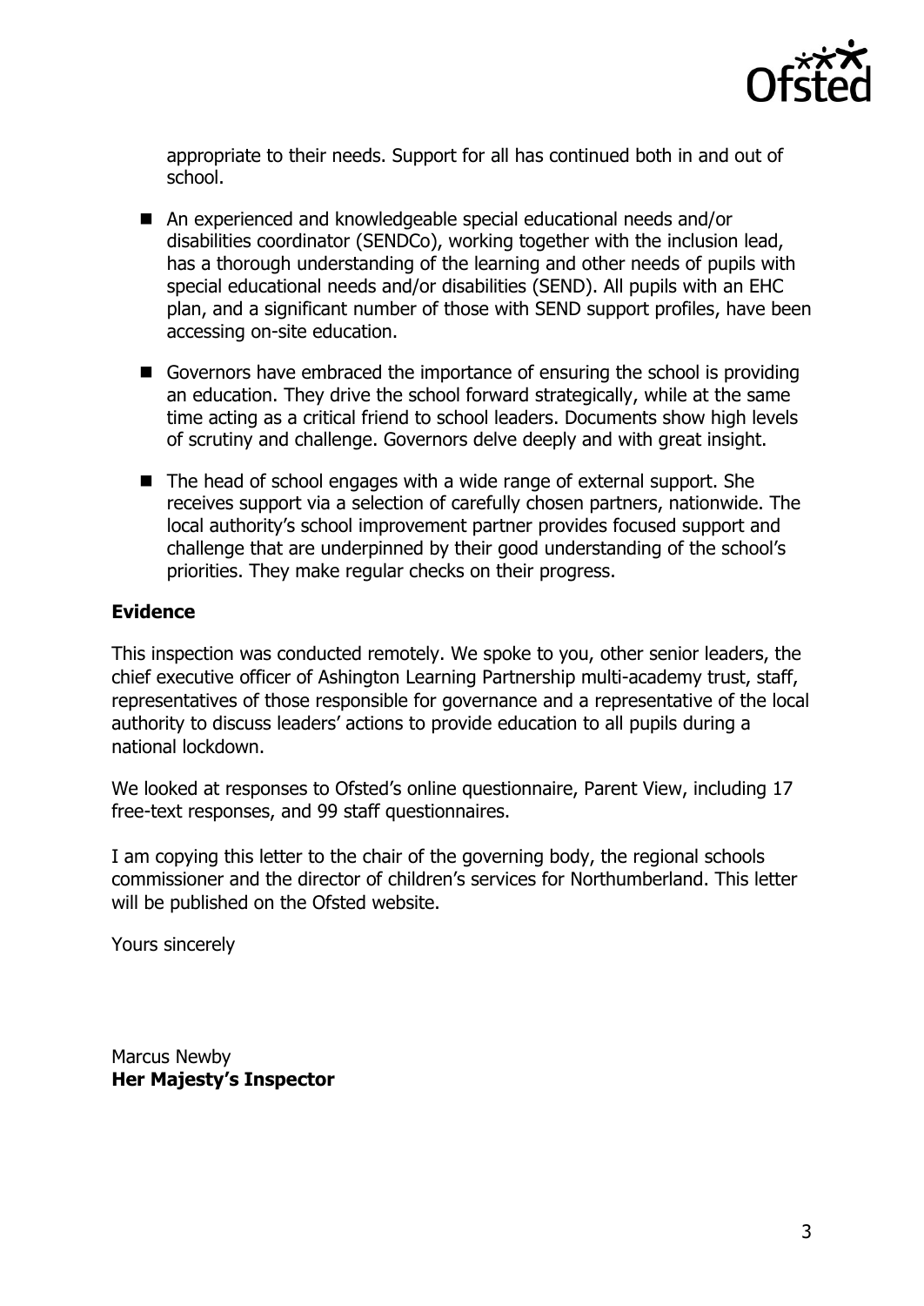appropriate to their needs. Support for all has continued both in and out of school.

- An experienced and knowledgeable special educational needs and/or disabilities coordinator (SENDCo), working together with the inclusion lead, has a thorough understanding of the learning and other needs of pupils with special educational needs and/or disabilities (SEND). All pupils with an EHC plan, and a significant number of those with SEND support profiles, have been accessing on-site education.
- Governors have embraced the importance of ensuring the school is providing an education. They drive the school forward strategically, while at the same time acting as a critical friend to school leaders. Documents show high levels of scrutiny and challenge. Governors delve deeply and with great insight.
- The head of school engages with a wide range of external support. She receives support via a selection of carefully chosen partners, nationwide. The local authority's school improvement partner provides focused support and challenge that are underpinned by their good understanding of the school's priorities. They make regular checks on their progress.

**Evidence**

This inspection was conducted remotely. We spoke to you, other senior leaders, the chief executive officer of Ashington Learning Partnership multi-academy trust, staff, representatives of those responsible for governance and a representative of the local authority to discuss leaders' actions to provide education to all pupils during a national lockdown.

We looked at responses to Ofsted's online questionnaire, Parent View, including 17 free-text responses, and 99 staff questionnaires.

I am copying this letter to the chair of the governing body, the regional schools commissioner and the director of children's services for Northumberland. This letter will be published on the Ofsted website.

Yours sincerely

Marcus Newby
**Her Majesty's Inspector**